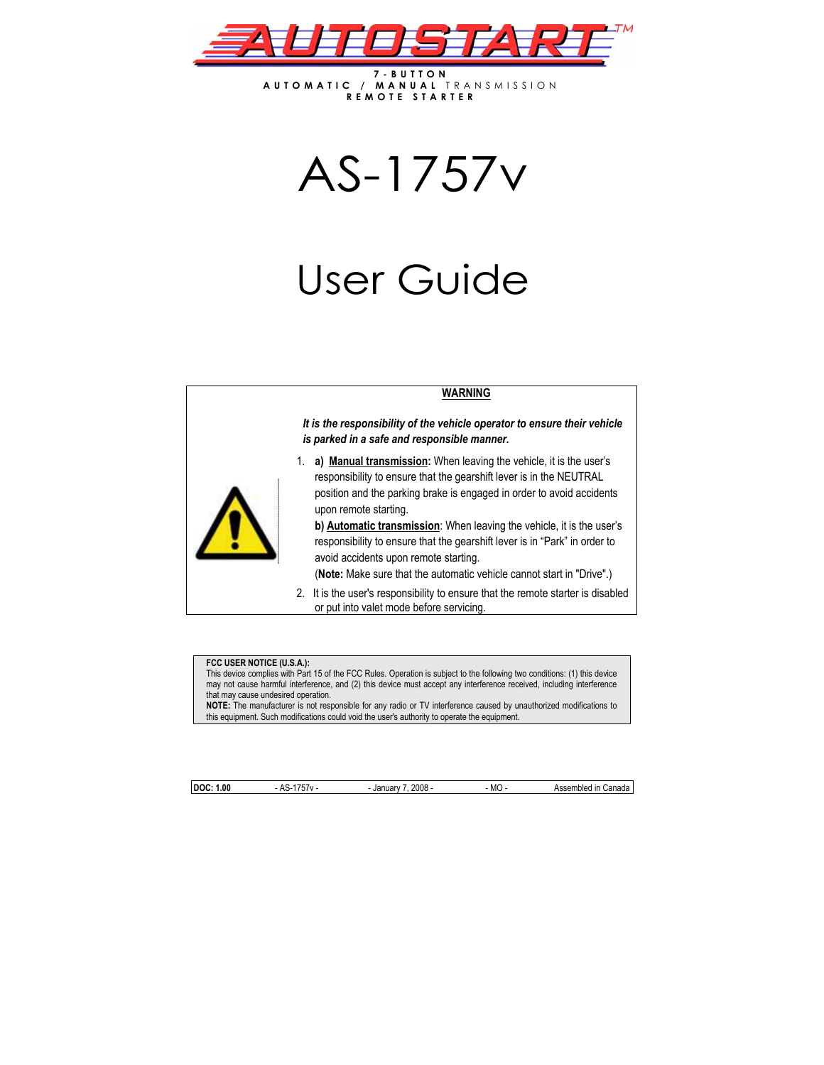# AUTOSTART™

**7-BUTTON**
**AUTOMATIC / MANUAL** TRANSMISSION
**REMOTE STARTER**

# AS-1757v

# User Guide

**WARNING**

***It is the responsibility of the vehicle operator to ensure their vehicle is parked in a safe and responsible manner.***

1. **a) Manual transmission:** When leaving the vehicle, it is the user's responsibility to ensure that the gearshift lever is in the NEUTRAL position and the parking brake is engaged in order to avoid accidents upon remote starting.

   **b) Automatic transmission**: When leaving the vehicle, it is the user's responsibility to ensure that the gearshift lever is in "Park" in order to avoid accidents upon remote starting.

   (**Note:** Make sure that the automatic vehicle cannot start in "Drive".)

2. It is the user's responsibility to ensure that the remote starter is disabled or put into valet mode before servicing.

**FCC USER NOTICE (U.S.A.):**
This device complies with Part 15 of the FCC Rules. Operation is subject to the following two conditions: (1) this device may not cause harmful interference, and (2) this device must accept any interference received, including interference that may cause undesired operation.
**NOTE:** The manufacturer is not responsible for any radio or TV interference caused by unauthorized modifications to this equipment. Such modifications could void the user's authority to operate the equipment.

| **DOC: 1.00** | - AS-1757v - | - January 7, 2008 - | - MO - | Assembled in Canada |
|---|---|---|---|---|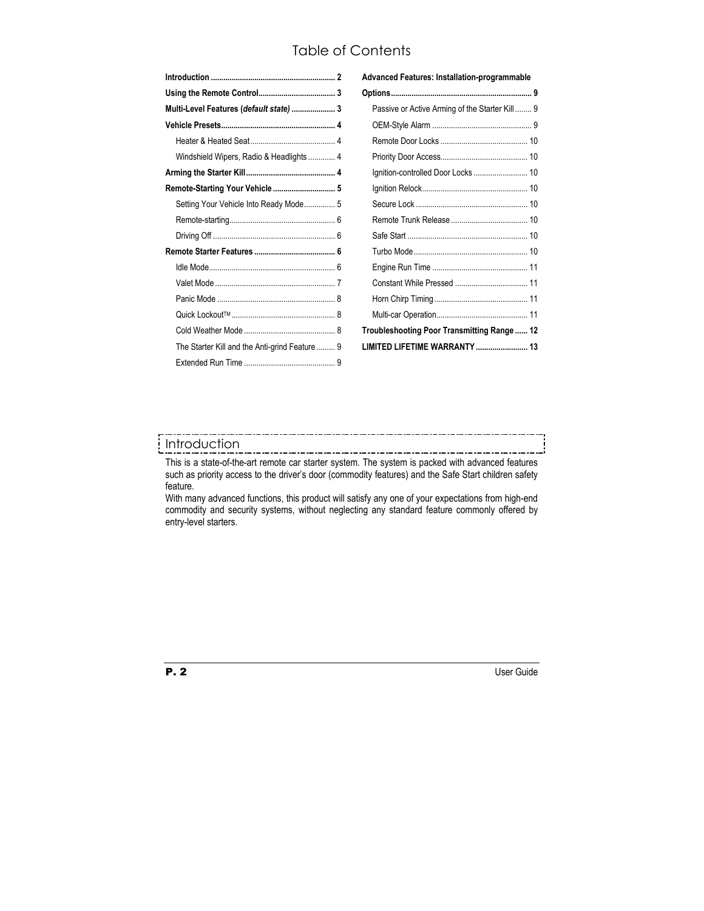# Table of Contents

- **Introduction .......... 2**
- **Using the Remote Control .......... 3**
- **Multi-Level Features (*default state*) .......... 3**
- **Vehicle Presets .......... 4**
  - Heater & Heated Seat .......... 4
  - Windshield Wipers, Radio & Headlights .......... 4
- **Arming the Starter Kill .......... 4**
- **Remote-Starting Your Vehicle .......... 5**
  - Setting Your Vehicle Into Ready Mode .......... 5
  - Remote-starting .......... 6
  - Driving Off .......... 6
- **Remote Starter Features .......... 6**
  - Idle Mode .......... 6
  - Valet Mode .......... 7
  - Panic Mode .......... 8
  - Quick Lockout™ .......... 8
  - Cold Weather Mode .......... 8
  - The Starter Kill and the Anti-grind Feature .......... 9
  - Extended Run Time .......... 9
- **Advanced Features: Installation-programmable Options .......... 9**
  - Passive or Active Arming of the Starter Kill .......... 9
  - OEM-Style Alarm .......... 9
  - Remote Door Locks .......... 10
  - Priority Door Access .......... 10
  - Ignition-controlled Door Locks .......... 10
  - Ignition Relock .......... 10
  - Secure Lock .......... 10
  - Remote Trunk Release .......... 10
  - Safe Start .......... 10
  - Turbo Mode .......... 10
  - Engine Run Time .......... 11
  - Constant While Pressed .......... 11
  - Horn Chirp Timing .......... 11
  - Multi-car Operation .......... 11
- **Troubleshooting Poor Transmitting Range .......... 12**
- **LIMITED LIFETIME WARRANTY .......... 13**

## Introduction

This is a state-of-the-art remote car starter system. The system is packed with advanced features such as priority access to the driver's door (commodity features) and the Safe Start children safety feature.

With many advanced functions, this product will satisfy any one of your expectations from high-end commodity and security systems, without neglecting any standard feature commonly offered by entry-level starters.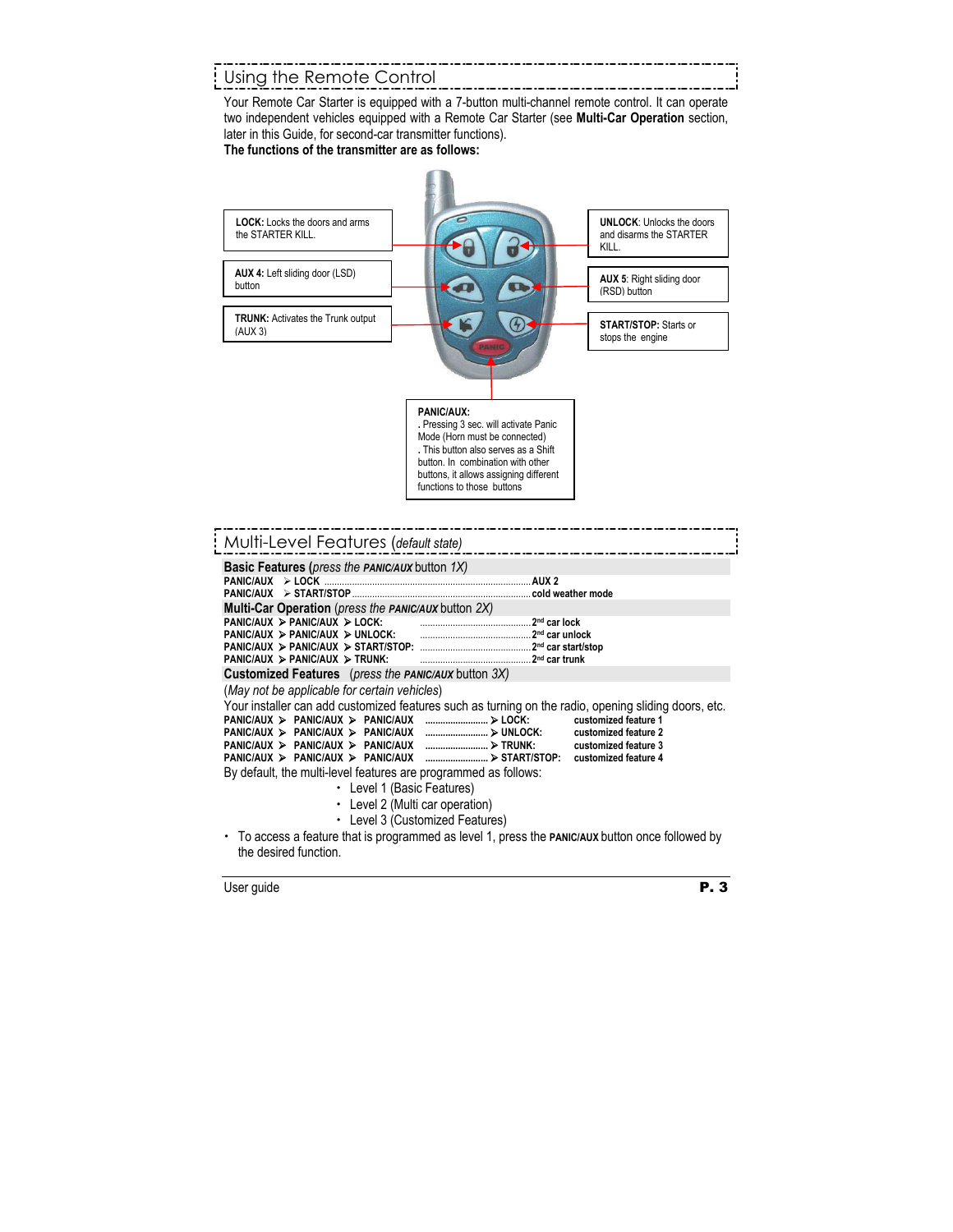## Using the Remote Control

Your Remote Car Starter is equipped with a 7-button multi-channel remote control. It can operate two independent vehicles equipped with a Remote Car Starter (see **Multi-Car Operation** section, later in this Guide, for second-car transmitter functions).

**The functions of the transmitter are as follows:**

**LOCK:** Locks the doors and arms the STARTER KILL.

**AUX 4:** Left sliding door (LSD) button

**TRUNK:** Activates the Trunk output (AUX 3)

**UNLOCK**: Unlocks the doors and disarms the STARTER KILL.

**AUX 5**: Right sliding door (RSD) button

**START/STOP:** Starts or stops the engine

**PANIC/AUX:**
. Pressing 3 sec. will activate Panic Mode (Horn must be connected)
. This button also serves as a Shift button. In combination with other buttons, it allows assigning different functions to those buttons

## Multi-Level Features (*default state*)

**Basic Features** (*press the* ***PANIC/AUX*** button *1X*)

**PANIC/AUX ➢ LOCK** ........................ **AUX 2**
**PANIC/AUX ➢ START/STOP** ........................ **cold weather mode**

**Multi-Car Operation** (*press the* ***PANIC/AUX*** button *2X*)

**PANIC/AUX ➢ PANIC/AUX ➢ LOCK:** ........................ **2nd car lock**
**PANIC/AUX ➢ PANIC/AUX ➢ UNLOCK:** ........................ **2nd car unlock**
**PANIC/AUX ➢ PANIC/AUX ➢ START/STOP:** ........................ **2nd car start/stop**
**PANIC/AUX ➢ PANIC/AUX ➢ TRUNK:** ........................ **2nd car trunk**

**Customized Features** (*press the* ***PANIC/AUX*** button *3X*)

(*May not be applicable for certain vehicles*)

Your installer can add customized features such as turning on the radio, opening sliding doors, etc.

**PANIC/AUX ➢ PANIC/AUX ➢ PANIC/AUX** ........................ **➢ LOCK:** **customized feature 1**
**PANIC/AUX ➢ PANIC/AUX ➢ PANIC/AUX** ........................ **➢ UNLOCK:** **customized feature 2**
**PANIC/AUX ➢ PANIC/AUX ➢ PANIC/AUX** ........................ **➢ TRUNK:** **customized feature 3**
**PANIC/AUX ➢ PANIC/AUX ➢ PANIC/AUX** ........................ **➢ START/STOP:** **customized feature 4**

By default, the multi-level features are programmed as follows:

- Level 1 (Basic Features)
- Level 2 (Multi car operation)
- Level 3 (Customized Features)

- To access a feature that is programmed as level 1, press the **PANIC/AUX** button once followed by the desired function.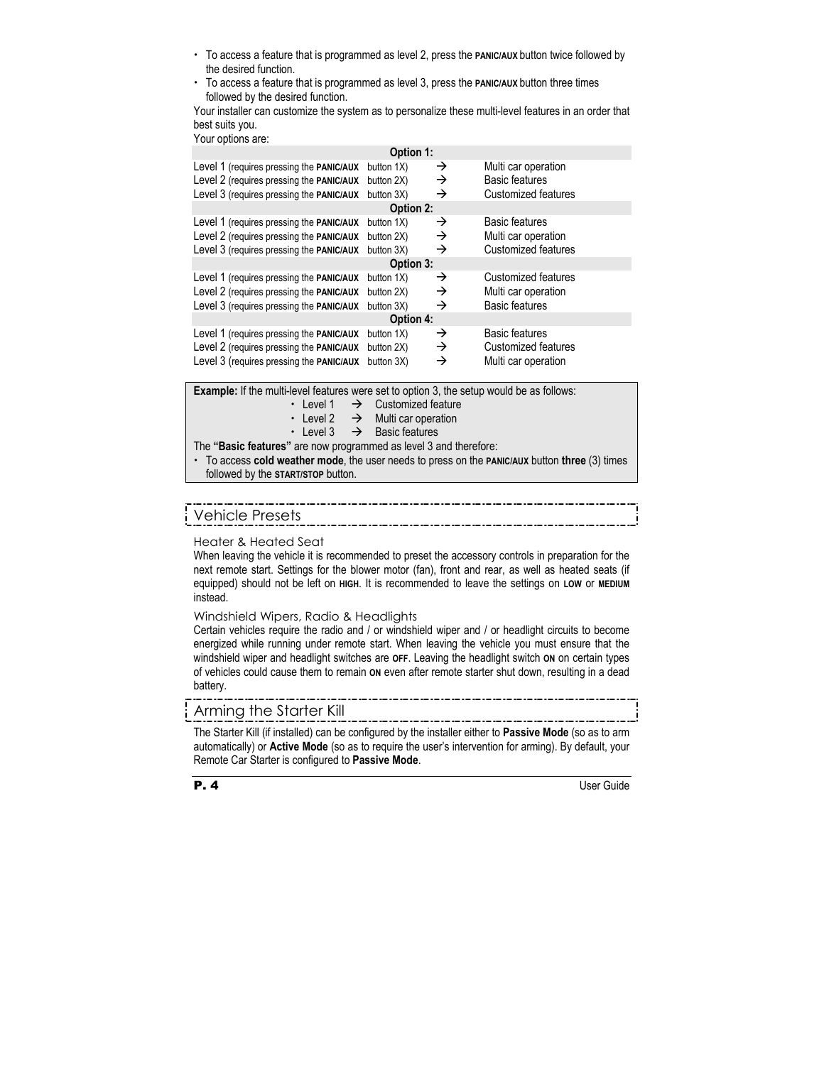- To access a feature that is programmed as level 2, press the **PANIC/AUX** button twice followed by the desired function.
- To access a feature that is programmed as level 3, press the **PANIC/AUX** button three times followed by the desired function.

Your installer can customize the system as to personalize these multi-level features in an order that best suits you.

Your options are:

| Option 1: | | |
|---|---|---|
| Level 1 (requires pressing the **PANIC/AUX** button 1X) | → | Multi car operation |
| Level 2 (requires pressing the **PANIC/AUX** button 2X) | → | Basic features |
| Level 3 (requires pressing the **PANIC/AUX** button 3X) | → | Customized features |
| **Option 2:** | | |
| Level 1 (requires pressing the **PANIC/AUX** button 1X) | → | Basic features |
| Level 2 (requires pressing the **PANIC/AUX** button 2X) | → | Multi car operation |
| Level 3 (requires pressing the **PANIC/AUX** button 3X) | → | Customized features |
| **Option 3:** | | |
| Level 1 (requires pressing the **PANIC/AUX** button 1X) | → | Customized features |
| Level 2 (requires pressing the **PANIC/AUX** button 2X) | → | Multi car operation |
| Level 3 (requires pressing the **PANIC/AUX** button 3X) | → | Basic features |
| **Option 4:** | | |
| Level 1 (requires pressing the **PANIC/AUX** button 1X) | → | Basic features |
| Level 2 (requires pressing the **PANIC/AUX** button 2X) | → | Customized features |
| Level 3 (requires pressing the **PANIC/AUX** button 3X) | → | Multi car operation |

**Example:** If the multi-level features were set to option 3, the setup would be as follows:

- Level 1 → Customized feature
- Level 2 → Multi car operation
- Level 3 → Basic features

The **"Basic features"** are now programmed as level 3 and therefore:

- To access **cold weather mode**, the user needs to press on the **PANIC/AUX** button **three** (3) times followed by the **START/STOP** button.

## Vehicle Presets

### Heater & Heated Seat

When leaving the vehicle it is recommended to preset the accessory controls in preparation for the next remote start. Settings for the blower motor (fan), front and rear, as well as heated seats (if equipped) should not be left on **HIGH**. It is recommended to leave the settings on **LOW** or **MEDIUM** instead.

### Windshield Wipers, Radio & Headlights

Certain vehicles require the radio and / or windshield wiper and / or headlight circuits to become energized while running under remote start. When leaving the vehicle you must ensure that the windshield wiper and headlight switches are **OFF**. Leaving the headlight switch **ON** on certain types of vehicles could cause them to remain **ON** even after remote starter shut down, resulting in a dead battery.

## Arming the Starter Kill

The Starter Kill (if installed) can be configured by the installer either to **Passive Mode** (so as to arm automatically) or **Active Mode** (so as to require the user's intervention for arming). By default, your Remote Car Starter is configured to **Passive Mode**.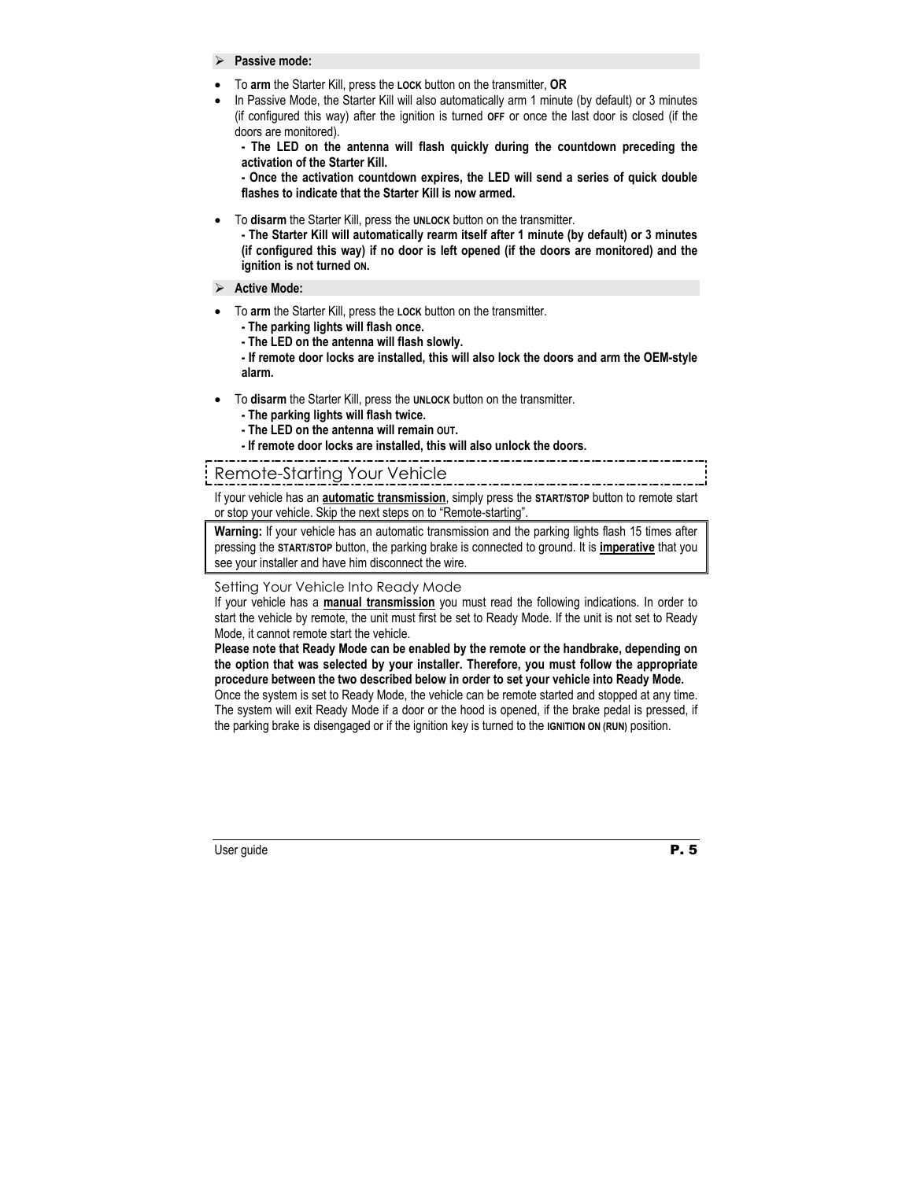- **Passive mode:**

- To **arm** the Starter Kill, press the **LOCK** button on the transmitter, **OR**
- In Passive Mode, the Starter Kill will also automatically arm 1 minute (by default) or 3 minutes (if configured this way) after the ignition is turned **OFF** or once the last door is closed (if the doors are monitored).

  **- The LED on the antenna will flash quickly during the countdown preceding the activation of the Starter Kill.**

  **- Once the activation countdown expires, the LED will send a series of quick double flashes to indicate that the Starter Kill is now armed.**

- To **disarm** the Starter Kill, press the **UNLOCK** button on the transmitter.

  **- The Starter Kill will automatically rearm itself after 1 minute (by default) or 3 minutes (if configured this way) if no door is left opened (if the doors are monitored) and the ignition is not turned ON.**

- **Active Mode:**

- To **arm** the Starter Kill, press the **LOCK** button on the transmitter.

  **- The parking lights will flash once.**

  **- The LED on the antenna will flash slowly.**

  **- If remote door locks are installed, this will also lock the doors and arm the OEM-style alarm.**

- To **disarm** the Starter Kill, press the **UNLOCK** button on the transmitter.

  **- The parking lights will flash twice.**

  **- The LED on the antenna will remain OUT.**

  **- If remote door locks are installed, this will also unlock the doors.**

## Remote-Starting Your Vehicle

If your vehicle has an **automatic transmission**, simply press the **START/STOP** button to remote start or stop your vehicle. Skip the next steps on to “Remote-starting”.

> **Warning:** If your vehicle has an automatic transmission and the parking lights flash 15 times after pressing the **START/STOP** button, the parking brake is connected to ground. It is **imperative** that you see your installer and have him disconnect the wire.

### Setting Your Vehicle Into Ready Mode

If your vehicle has a **manual transmission** you must read the following indications. In order to start the vehicle by remote, the unit must first be set to Ready Mode. If the unit is not set to Ready Mode, it cannot remote start the vehicle.

**Please note that Ready Mode can be enabled by the remote or the handbrake, depending on the option that was selected by your installer. Therefore, you must follow the appropriate procedure between the two described below in order to set your vehicle into Ready Mode.**

Once the system is set to Ready Mode, the vehicle can be remote started and stopped at any time. The system will exit Ready Mode if a door or the hood is opened, if the brake pedal is pressed, if the parking brake is disengaged or if the ignition key is turned to the **IGNITION ON (RUN)** position.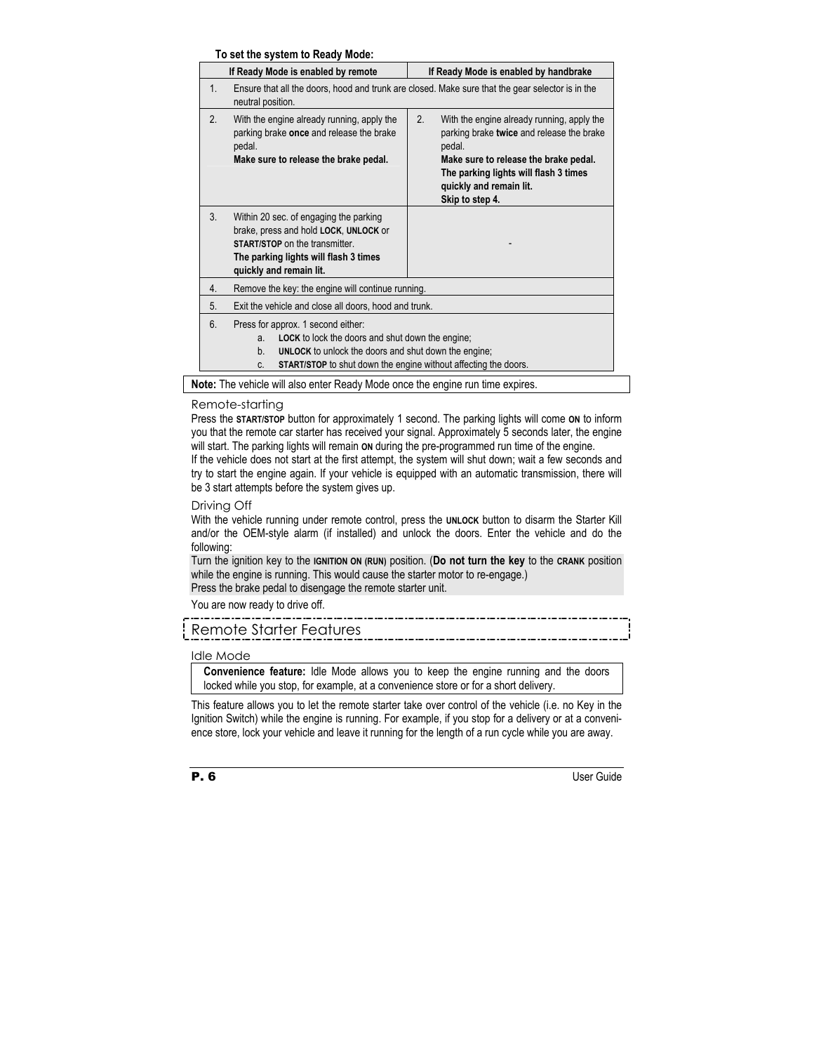**To set the system to Ready Mode:**

| If Ready Mode is enabled by remote | If Ready Mode is enabled by handbrake |
|---|---|
| 1. Ensure that all the doors, hood and trunk are closed. Make sure that the gear selector is in the neutral position. | |
| 2. With the engine already running, apply the parking brake **once** and release the brake pedal. **Make sure to release the brake pedal.** | 2. With the engine already running, apply the parking brake **twice** and release the brake pedal. **Make sure to release the brake pedal. The parking lights will flash 3 times quickly and remain lit. Skip to step 4.** |
| 3. Within 20 sec. of engaging the parking brake, press and hold **LOCK**, **UNLOCK** or **START/STOP** on the transmitter. **The parking lights will flash 3 times quickly and remain lit.** | - |
| 4. Remove the key: the engine will continue running. | |
| 5. Exit the vehicle and close all doors, hood and trunk. | |
| 6. Press for approx. 1 second either: a. **LOCK** to lock the doors and shut down the engine; b. **UNLOCK** to unlock the doors and shut down the engine; c. **START/STOP** to shut down the engine without affecting the doors. | |

**Note:** The vehicle will also enter Ready Mode once the engine run time expires.

### Remote-starting

Press the **START/STOP** button for approximately 1 second. The parking lights will come **ON** to inform you that the remote car starter has received your signal. Approximately 5 seconds later, the engine will start. The parking lights will remain **ON** during the pre-programmed run time of the engine.

If the vehicle does not start at the first attempt, the system will shut down; wait a few seconds and try to start the engine again. If your vehicle is equipped with an automatic transmission, there will be 3 start attempts before the system gives up.

### Driving Off

With the vehicle running under remote control, press the **UNLOCK** button to disarm the Starter Kill and/or the OEM-style alarm (if installed) and unlock the doors. Enter the vehicle and do the following:

Turn the ignition key to the **IGNITION ON (RUN)** position. (**Do not turn the key** to the **CRANK** position while the engine is running. This would cause the starter motor to re-engage.)
Press the brake pedal to disengage the remote starter unit.

You are now ready to drive off.

## Remote Starter Features

### Idle Mode

**Convenience feature:** Idle Mode allows you to keep the engine running and the doors locked while you stop, for example, at a convenience store or for a short delivery.

This feature allows you to let the remote starter take over control of the vehicle (i.e. no Key in the Ignition Switch) while the engine is running. For example, if you stop for a delivery or at a convenience store, lock your vehicle and leave it running for the length of a run cycle while you are away.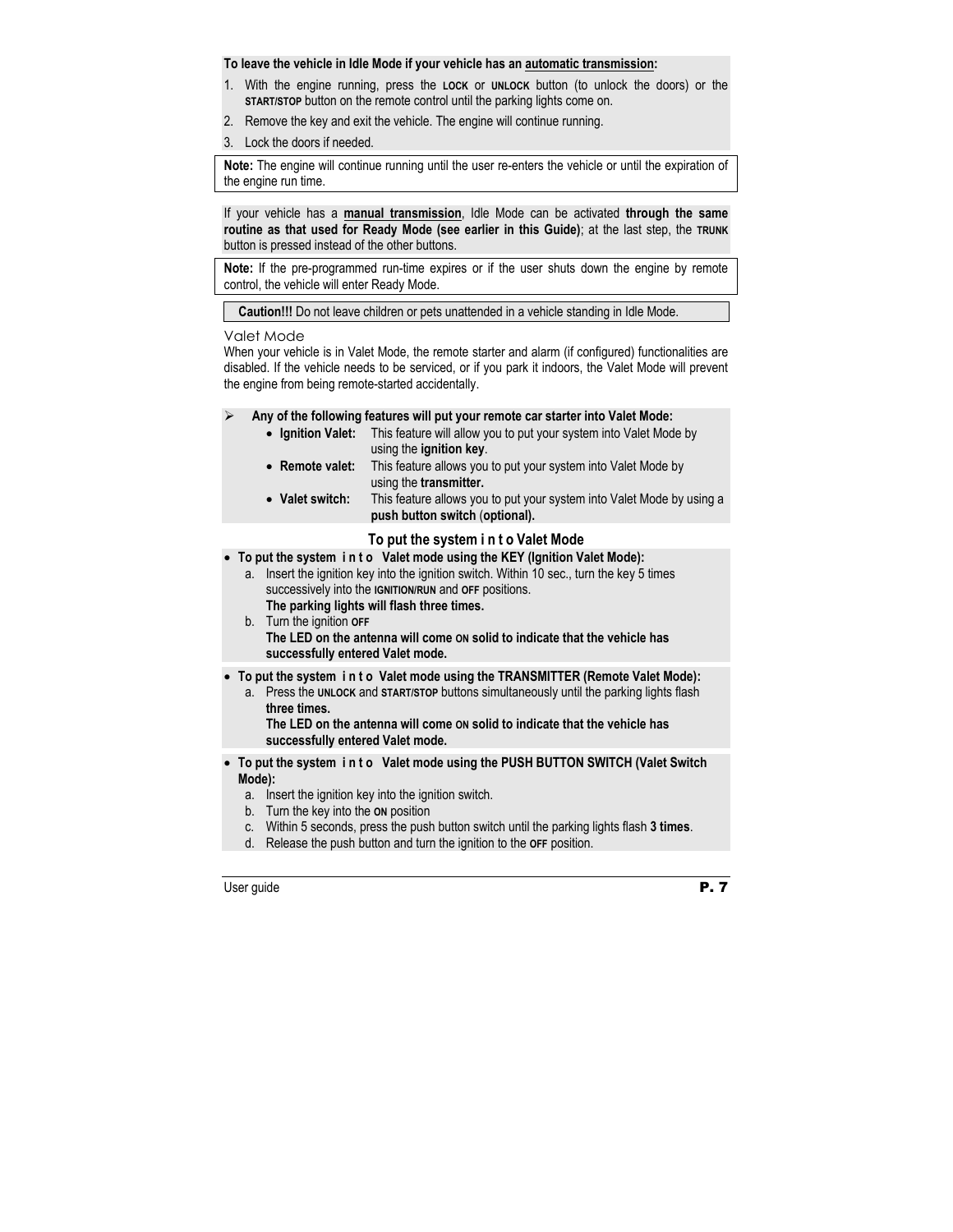**To leave the vehicle in Idle Mode if your vehicle has an automatic transmission:**

1. With the engine running, press the **LOCK** or **UNLOCK** button (to unlock the doors) or the **START/STOP** button on the remote control until the parking lights come on.
2. Remove the key and exit the vehicle. The engine will continue running.
3. Lock the doors if needed.

**Note:** The engine will continue running until the user re-enters the vehicle or until the expiration of the engine run time.

If your vehicle has a **manual transmission**, Idle Mode can be activated **through the same routine as that used for Ready Mode (see earlier in this Guide)**; at the last step, the **TRUNK** button is pressed instead of the other buttons.

**Note:** If the pre-programmed run-time expires or if the user shuts down the engine by remote control, the vehicle will enter Ready Mode.

**Caution!!!** Do not leave children or pets unattended in a vehicle standing in Idle Mode.

### Valet Mode

When your vehicle is in Valet Mode, the remote starter and alarm (if configured) functionalities are disabled. If the vehicle needs to be serviced, or if you park it indoors, the Valet Mode will prevent the engine from being remote-started accidentally.

- **Any of the following features will put your remote car starter into Valet Mode:**
  - **Ignition Valet:** This feature will allow you to put your system into Valet Mode by using the **ignition key**.
  - **Remote valet:** This feature allows you to put your system into Valet Mode by using the **transmitter.**
  - **Valet switch:** This feature allows you to put your system into Valet Mode by using a **push button switch** (**optional).**

### To put the system into Valet Mode

- **To put the system into Valet mode using the KEY (Ignition Valet Mode):**
  a. Insert the ignition key into the ignition switch. Within 10 sec., turn the key 5 times successively into the **IGNITION/RUN** and **OFF** positions.
     **The parking lights will flash three times.**
  b. Turn the ignition **OFF**
     **The LED on the antenna will come ON solid to indicate that the vehicle has successfully entered Valet mode.**

- **To put the system into Valet mode using the TRANSMITTER (Remote Valet Mode):**
  a. Press the **UNLOCK** and **START/STOP** buttons simultaneously until the parking lights flash **three times.**
     **The LED on the antenna will come ON solid to indicate that the vehicle has successfully entered Valet mode.**

- **To put the system into Valet mode using the PUSH BUTTON SWITCH (Valet Switch Mode):**
  a. Insert the ignition key into the ignition switch.
  b. Turn the key into the **ON** position
  c. Within 5 seconds, press the push button switch until the parking lights flash **3 times**.
  d. Release the push button and turn the ignition to the **OFF** position.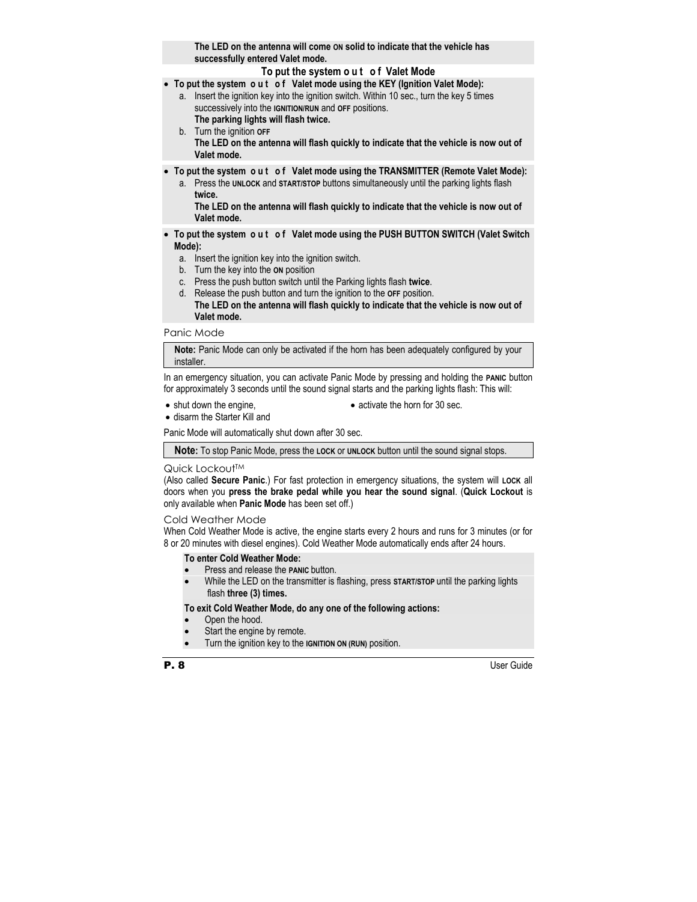**The LED on the antenna will come ON solid to indicate that the vehicle has successfully entered Valet mode.**

### To put the system out of Valet Mode

- **To put the system out of Valet mode using the KEY (Ignition Valet Mode):**
  a. Insert the ignition key into the ignition switch. Within 10 sec., turn the key 5 times successively into the IGNITION/RUN and OFF positions.
  **The parking lights will flash twice.**
  b. Turn the ignition OFF
  **The LED on the antenna will flash quickly to indicate that the vehicle is now out of Valet mode.**

- **To put the system out of Valet mode using the TRANSMITTER (Remote Valet Mode):**
  a. Press the UNLOCK and START/STOP buttons simultaneously until the parking lights flash **twice.**
  **The LED on the antenna will flash quickly to indicate that the vehicle is now out of Valet mode.**

- **To put the system out of Valet mode using the PUSH BUTTON SWITCH (Valet Switch Mode):**
  a. Insert the ignition key into the ignition switch.
  b. Turn the key into the ON position
  c. Press the push button switch until the Parking lights flash **twice**.
  d. Release the push button and turn the ignition to the OFF position.
  **The LED on the antenna will flash quickly to indicate that the vehicle is now out of Valet mode.**

## Panic Mode

**Note:** Panic Mode can only be activated if the horn has been adequately configured by your installer.

In an emergency situation, you can activate Panic Mode by pressing and holding the PANIC button for approximately 3 seconds until the sound signal starts and the parking lights flash: This will:

- shut down the engine,
- disarm the Starter Kill and
- activate the horn for 30 sec.

Panic Mode will automatically shut down after 30 sec.

**Note:** To stop Panic Mode, press the LOCK or UNLOCK button until the sound signal stops.

## Quick Lockout™

(Also called **Secure Panic**.) For fast protection in emergency situations, the system will LOCK all doors when you **press the brake pedal while you hear the sound signal**. (**Quick Lockout** is only available when **Panic Mode** has been set off.)

## Cold Weather Mode

When Cold Weather Mode is active, the engine starts every 2 hours and runs for 3 minutes (or for 8 or 20 minutes with diesel engines). Cold Weather Mode automatically ends after 24 hours.

**To enter Cold Weather Mode:**

- Press and release the PANIC button.
- While the LED on the transmitter is flashing, press START/STOP until the parking lights flash **three (3) times.**

**To exit Cold Weather Mode, do any one of the following actions:**

- Open the hood.
- Start the engine by remote.
- Turn the ignition key to the IGNITION ON (RUN) position.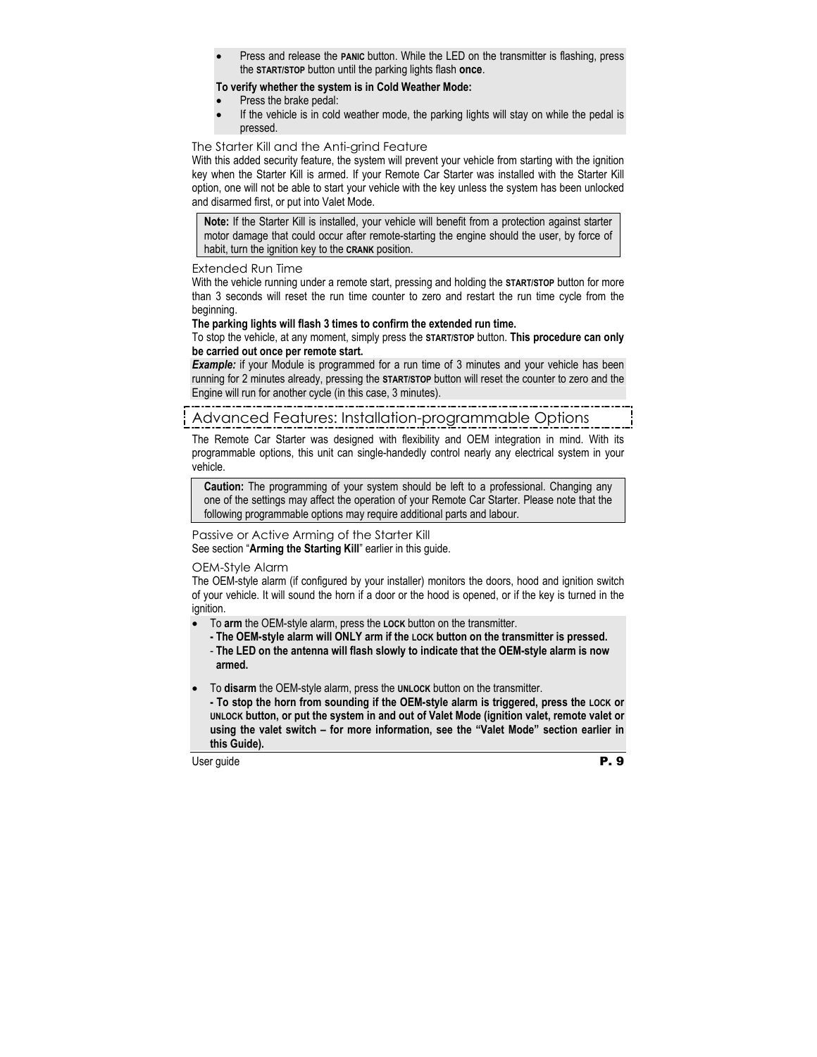- Press and release the **PANIC** button. While the LED on the transmitter is flashing, press the **START/STOP** button until the parking lights flash **once**.

**To verify whether the system is in Cold Weather Mode:**

- Press the brake pedal:
- If the vehicle is in cold weather mode, the parking lights will stay on while the pedal is pressed.

### The Starter Kill and the Anti-grind Feature

With this added security feature, the system will prevent your vehicle from starting with the ignition key when the Starter Kill is armed. If your Remote Car Starter was installed with the Starter Kill option, one will not be able to start your vehicle with the key unless the system has been unlocked and disarmed first, or put into Valet Mode.

> **Note:** If the Starter Kill is installed, your vehicle will benefit from a protection against starter motor damage that could occur after remote-starting the engine should the user, by force of habit, turn the ignition key to the **CRANK** position.

### Extended Run Time

With the vehicle running under a remote start, pressing and holding the **START/STOP** button for more than 3 seconds will reset the run time counter to zero and restart the run time cycle from the beginning.

**The parking lights will flash 3 times to confirm the extended run time.**

To stop the vehicle, at any moment, simply press the **START/STOP** button. **This procedure can only be carried out once per remote start.**

***Example:*** if your Module is programmed for a run time of 3 minutes and your vehicle has been running for 2 minutes already, pressing the **START/STOP** button will reset the counter to zero and the Engine will run for another cycle (in this case, 3 minutes).

## Advanced Features: Installation-programmable Options

The Remote Car Starter was designed with flexibility and OEM integration in mind. With its programmable options, this unit can single-handedly control nearly any electrical system in your vehicle.

> **Caution:** The programming of your system should be left to a professional. Changing any one of the settings may affect the operation of your Remote Car Starter. Please note that the following programmable options may require additional parts and labour.

### Passive or Active Arming of the Starter Kill

See section "**Arming the Starting Kill**" earlier in this guide.

### OEM-Style Alarm

The OEM-style alarm (if configured by your installer) monitors the doors, hood and ignition switch of your vehicle. It will sound the horn if a door or the hood is opened, or if the key is turned in the ignition.

- To **arm** the OEM-style alarm, press the **LOCK** button on the transmitter.
  - **- The OEM-style alarm will ONLY arm if the LOCK button on the transmitter is pressed.**
  - **- The LED on the antenna will flash slowly to indicate that the OEM-style alarm is now armed.**
- To **disarm** the OEM-style alarm, press the **UNLOCK** button on the transmitter.
  - **- To stop the horn from sounding if the OEM-style alarm is triggered, press the LOCK or UNLOCK button, or put the system in and out of Valet Mode (ignition valet, remote valet or using the valet switch – for more information, see the "Valet Mode" section earlier in this Guide).**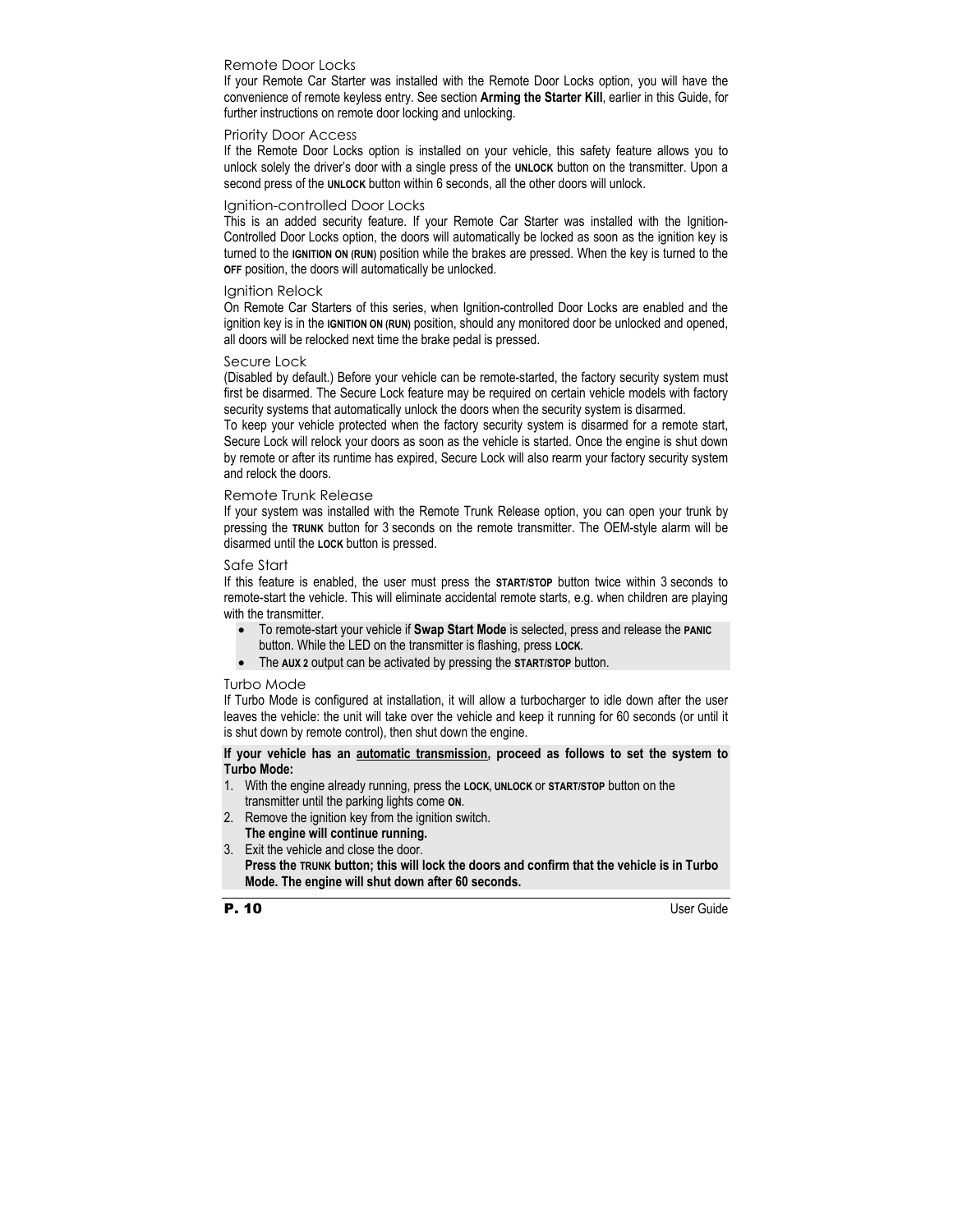### Remote Door Locks

If your Remote Car Starter was installed with the Remote Door Locks option, you will have the convenience of remote keyless entry. See section **Arming the Starter Kill**, earlier in this Guide, for further instructions on remote door locking and unlocking.

### Priority Door Access

If the Remote Door Locks option is installed on your vehicle, this safety feature allows you to unlock solely the driver's door with a single press of the **UNLOCK** button on the transmitter. Upon a second press of the **UNLOCK** button within 6 seconds, all the other doors will unlock.

### Ignition-controlled Door Locks

This is an added security feature. If your Remote Car Starter was installed with the Ignition-Controlled Door Locks option, the doors will automatically be locked as soon as the ignition key is turned to the **IGNITION ON (RUN)** position while the brakes are pressed. When the key is turned to the **OFF** position, the doors will automatically be unlocked.

### Ignition Relock

On Remote Car Starters of this series, when Ignition-controlled Door Locks are enabled and the ignition key is in the **IGNITION ON (RUN)** position, should any monitored door be unlocked and opened, all doors will be relocked next time the brake pedal is pressed.

### Secure Lock

(Disabled by default.) Before your vehicle can be remote-started, the factory security system must first be disarmed. The Secure Lock feature may be required on certain vehicle models with factory security systems that automatically unlock the doors when the security system is disarmed.

To keep your vehicle protected when the factory security system is disarmed for a remote start, Secure Lock will relock your doors as soon as the vehicle is started. Once the engine is shut down by remote or after its runtime has expired, Secure Lock will also rearm your factory security system and relock the doors.

### Remote Trunk Release

If your system was installed with the Remote Trunk Release option, you can open your trunk by pressing the **TRUNK** button for 3 seconds on the remote transmitter. The OEM-style alarm will be disarmed until the **LOCK** button is pressed.

### Safe Start

If this feature is enabled, the user must press the **START/STOP** button twice within 3 seconds to remote-start the vehicle. This will eliminate accidental remote starts, e.g. when children are playing with the transmitter.

- To remote-start your vehicle if **Swap Start Mode** is selected, press and release the **PANIC** button. While the LED on the transmitter is flashing, press **LOCK**.
- The **AUX 2** output can be activated by pressing the **START/STOP** button.

### Turbo Mode

If Turbo Mode is configured at installation, it will allow a turbocharger to idle down after the user leaves the vehicle: the unit will take over the vehicle and keep it running for 60 seconds (or until it is shut down by remote control), then shut down the engine.

**If your vehicle has an automatic transmission, proceed as follows to set the system to Turbo Mode:**

1. With the engine already running, press the **LOCK**, **UNLOCK** or **START/STOP** button on the transmitter until the parking lights come **ON**.
2. Remove the ignition key from the ignition switch.
   **The engine will continue running.**
3. Exit the vehicle and close the door.
   **Press the TRUNK button; this will lock the doors and confirm that the vehicle is in Turbo Mode. The engine will shut down after 60 seconds.**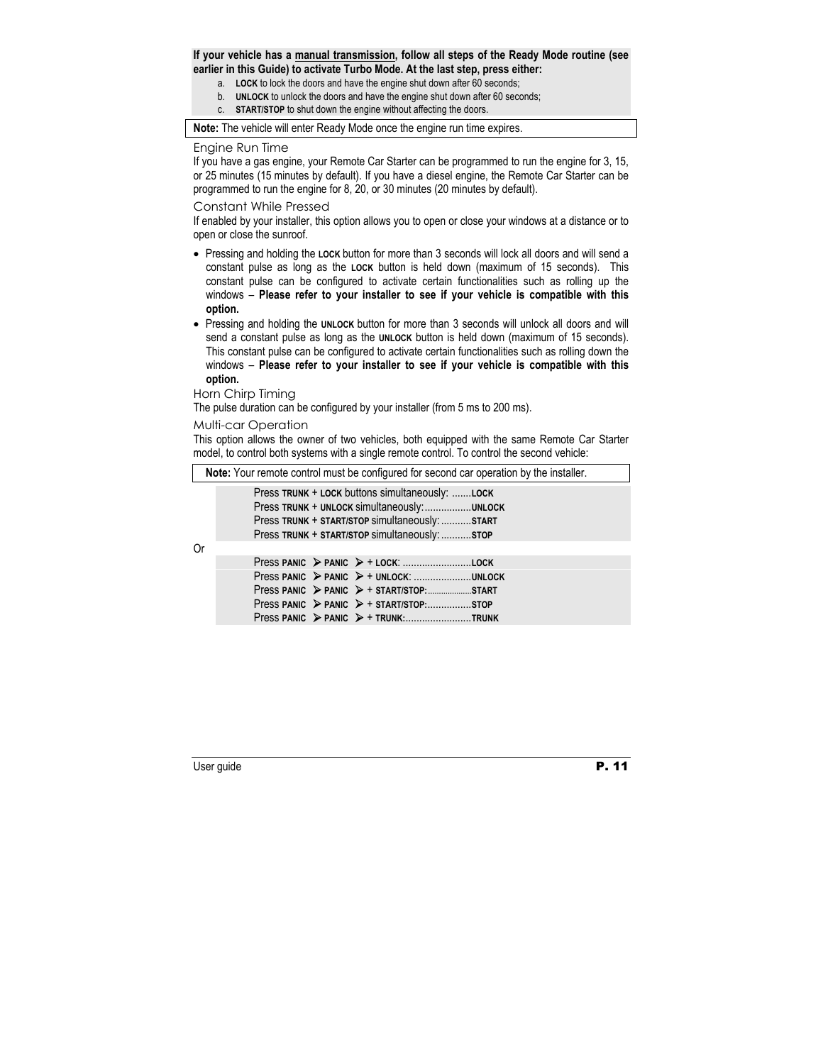**If your vehicle has a manual transmission, follow all steps of the Ready Mode routine (see earlier in this Guide) to activate Turbo Mode. At the last step, press either:**

a. **LOCK** to lock the doors and have the engine shut down after 60 seconds;
b. **UNLOCK** to unlock the doors and have the engine shut down after 60 seconds;
c. **START/STOP** to shut down the engine without affecting the doors.

**Note:** The vehicle will enter Ready Mode once the engine run time expires.

### Engine Run Time

If you have a gas engine, your Remote Car Starter can be programmed to run the engine for 3, 15, or 25 minutes (15 minutes by default). If you have a diesel engine, the Remote Car Starter can be programmed to run the engine for 8, 20, or 30 minutes (20 minutes by default).

### Constant While Pressed

If enabled by your installer, this option allows you to open or close your windows at a distance or to open or close the sunroof.

- Pressing and holding the **LOCK** button for more than 3 seconds will lock all doors and will send a constant pulse as long as the **LOCK** button is held down (maximum of 15 seconds). This constant pulse can be configured to activate certain functionalities such as rolling up the windows – **Please refer to your installer to see if your vehicle is compatible with this option.**
- Pressing and holding the **UNLOCK** button for more than 3 seconds will unlock all doors and will send a constant pulse as long as the **UNLOCK** button is held down (maximum of 15 seconds). This constant pulse can be configured to activate certain functionalities such as rolling down the windows – **Please refer to your installer to see if your vehicle is compatible with this option.**

### Horn Chirp Timing

The pulse duration can be configured by your installer (from 5 ms to 200 ms).

### Multi-car Operation

This option allows the owner of two vehicles, both equipped with the same Remote Car Starter model, to control both systems with a single remote control. To control the second vehicle:

**Note:** Your remote control must be configured for second car operation by the installer.

Press **TRUNK** + **LOCK** buttons simultaneously: .......**LOCK**
Press **TRUNK** + **UNLOCK** simultaneously:.................**UNLOCK**
Press **TRUNK** + **START/STOP** simultaneously: ...........**START**
Press **TRUNK** + **START/STOP** simultaneously: ...........**STOP**

Or

Press **PANIC** ➢ **PANIC** ➢ + **LOCK**: .........................**LOCK**
Press **PANIC** ➢ **PANIC** ➢ + **UNLOCK**: .....................**UNLOCK**
Press **PANIC** ➢ **PANIC** ➢ + **START/STOP:**...................**START**
Press **PANIC** ➢ **PANIC** ➢ + **START/STOP:**................**STOP**
Press **PANIC** ➢ **PANIC** ➢ + **TRUNK:**........................**TRUNK**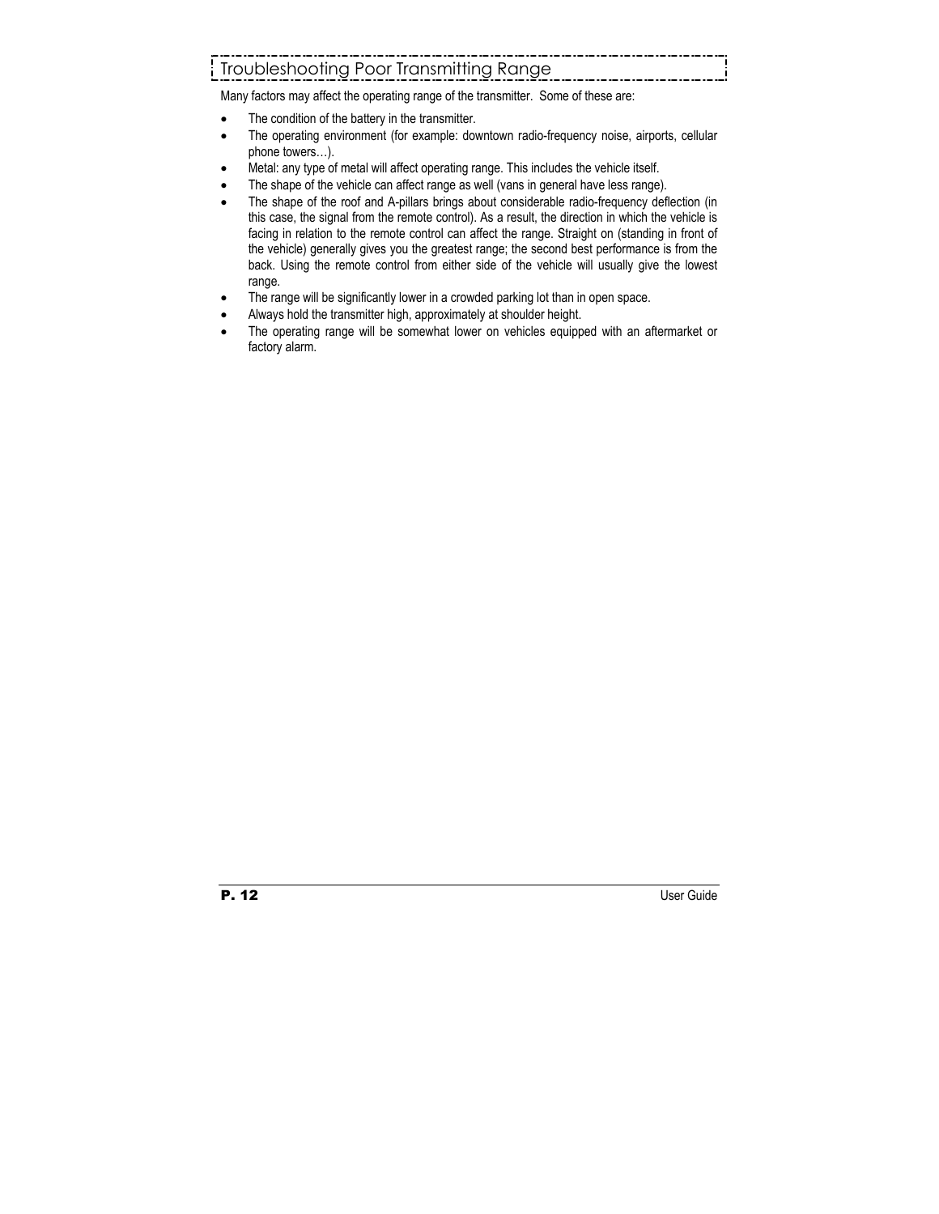## Troubleshooting Poor Transmitting Range

Many factors may affect the operating range of the transmitter. Some of these are:

- The condition of the battery in the transmitter.
- The operating environment (for example: downtown radio-frequency noise, airports, cellular phone towers…).
- Metal: any type of metal will affect operating range. This includes the vehicle itself.
- The shape of the vehicle can affect range as well (vans in general have less range).
- The shape of the roof and A-pillars brings about considerable radio-frequency deflection (in this case, the signal from the remote control). As a result, the direction in which the vehicle is facing in relation to the remote control can affect the range. Straight on (standing in front of the vehicle) generally gives you the greatest range; the second best performance is from the back. Using the remote control from either side of the vehicle will usually give the lowest range.
- The range will be significantly lower in a crowded parking lot than in open space.
- Always hold the transmitter high, approximately at shoulder height.
- The operating range will be somewhat lower on vehicles equipped with an aftermarket or factory alarm.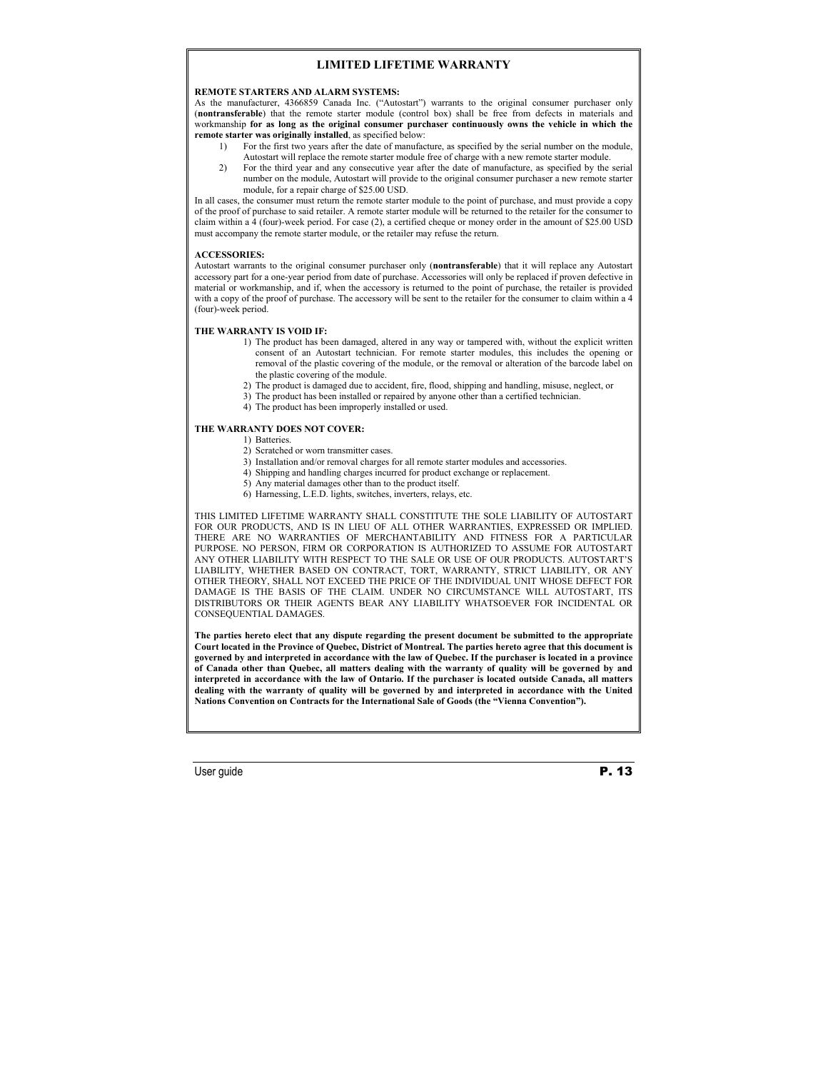# LIMITED LIFETIME WARRANTY

**REMOTE STARTERS AND ALARM SYSTEMS:**
As the manufacturer, 4366859 Canada Inc. ("Autostart") warrants to the original consumer purchaser only (**nontransferable**) that the remote starter module (control box) shall be free from defects in materials and workmanship **for as long as the original consumer purchaser continuously owns the vehicle in which the remote starter was originally installed**, as specified below:

1) For the first two years after the date of manufacture, as specified by the serial number on the module, Autostart will replace the remote starter module free of charge with a new remote starter module.
2) For the third year and any consecutive year after the date of manufacture, as specified by the serial number on the module, Autostart will provide to the original consumer purchaser a new remote starter module, for a repair charge of $25.00 USD.

In all cases, the consumer must return the remote starter module to the point of purchase, and must provide a copy of the proof of purchase to said retailer. A remote starter module will be returned to the retailer for the consumer to claim within a 4 (four)-week period. For case (2), a certified cheque or money order in the amount of $25.00 USD must accompany the remote starter module, or the retailer may refuse the return.

**ACCESSORIES:**
Autostart warrants to the original consumer purchaser only (**nontransferable**) that it will replace any Autostart accessory part for a one-year period from date of purchase. Accessories will only be replaced if proven defective in material or workmanship, and if, when the accessory is returned to the point of purchase, the retailer is provided with a copy of the proof of purchase. The accessory will be sent to the retailer for the consumer to claim within a 4 (four)-week period.

**THE WARRANTY IS VOID IF:**

1) The product has been damaged, altered in any way or tampered with, without the explicit written consent of an Autostart technician. For remote starter modules, this includes the opening or removal of the plastic covering of the module, or the removal or alteration of the barcode label on the plastic covering of the module.
2) The product is damaged due to accident, fire, flood, shipping and handling, misuse, neglect, or
3) The product has been installed or repaired by anyone other than a certified technician.
4) The product has been improperly installed or used.

**THE WARRANTY DOES NOT COVER:**

1) Batteries.
2) Scratched or worn transmitter cases.
3) Installation and/or removal charges for all remote starter modules and accessories.
4) Shipping and handling charges incurred for product exchange or replacement.
5) Any material damages other than to the product itself.
6) Harnessing, L.E.D. lights, switches, inverters, relays, etc.

THIS LIMITED LIFETIME WARRANTY SHALL CONSTITUTE THE SOLE LIABILITY OF AUTOSTART FOR OUR PRODUCTS, AND IS IN LIEU OF ALL OTHER WARRANTIES, EXPRESSED OR IMPLIED. THERE ARE NO WARRANTIES OF MERCHANTABILITY AND FITNESS FOR A PARTICULAR PURPOSE. NO PERSON, FIRM OR CORPORATION IS AUTHORIZED TO ASSUME FOR AUTOSTART ANY OTHER LIABILITY WITH RESPECT TO THE SALE OR USE OF OUR PRODUCTS. AUTOSTART'S LIABILITY, WHETHER BASED ON CONTRACT, TORT, WARRANTY, STRICT LIABILITY, OR ANY OTHER THEORY, SHALL NOT EXCEED THE PRICE OF THE INDIVIDUAL UNIT WHOSE DEFECT FOR DAMAGE IS THE BASIS OF THE CLAIM. UNDER NO CIRCUMSTANCE WILL AUTOSTART, ITS DISTRIBUTORS OR THEIR AGENTS BEAR ANY LIABILITY WHATSOEVER FOR INCIDENTAL OR CONSEQUENTIAL DAMAGES.

**The parties hereto elect that any dispute regarding the present document be submitted to the appropriate Court located in the Province of Quebec, District of Montreal. The parties hereto agree that this document is governed by and interpreted in accordance with the law of Quebec. If the purchaser is located in a province of Canada other than Quebec, all matters dealing with the warranty of quality will be governed by and interpreted in accordance with the law of Ontario. If the purchaser is located outside Canada, all matters dealing with the warranty of quality will be governed by and interpreted in accordance with the United Nations Convention on Contracts for the International Sale of Goods (the "Vienna Convention").**